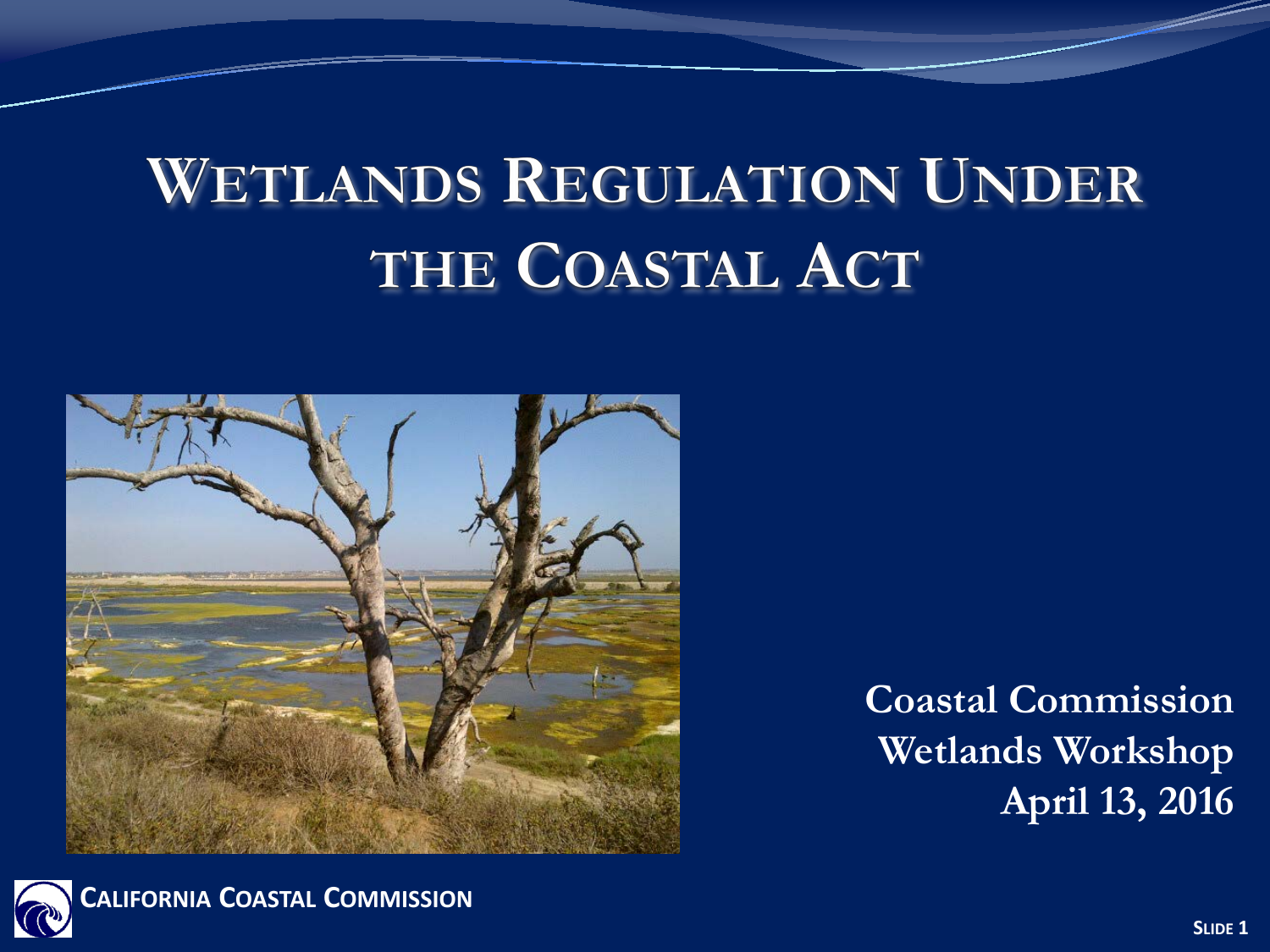# WETLANDS REGULATION UNDER THE COASTAL ACT

**Coastal Commission**
**Wetlands Workshop**
**April 13, 2016**

**CALIFORNIA COASTAL COMMISSION**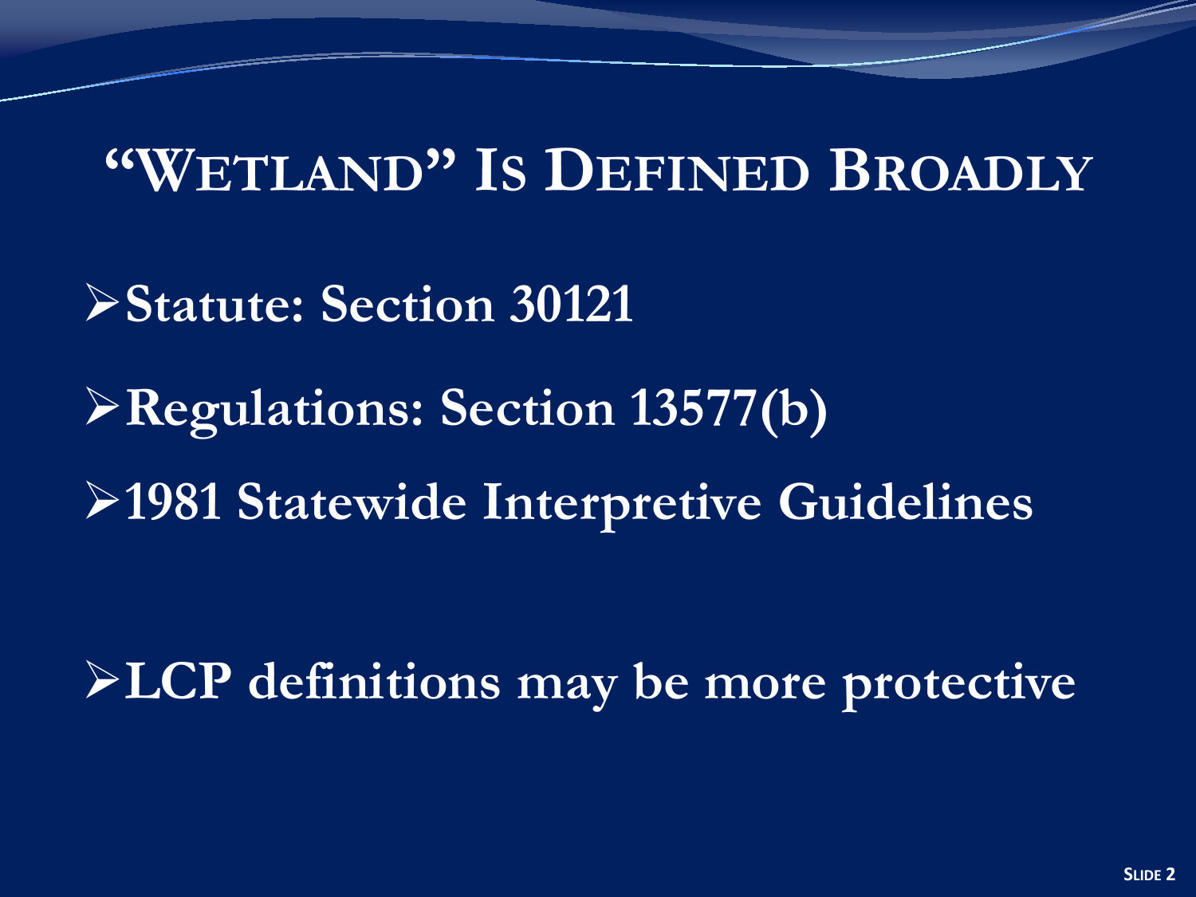# "Wetland" Is Defined Broadly

- **Statute: Section 30121**
- **Regulations: Section 13577(b)**
- **1981 Statewide Interpretive Guidelines**

- **LCP definitions may be more protective**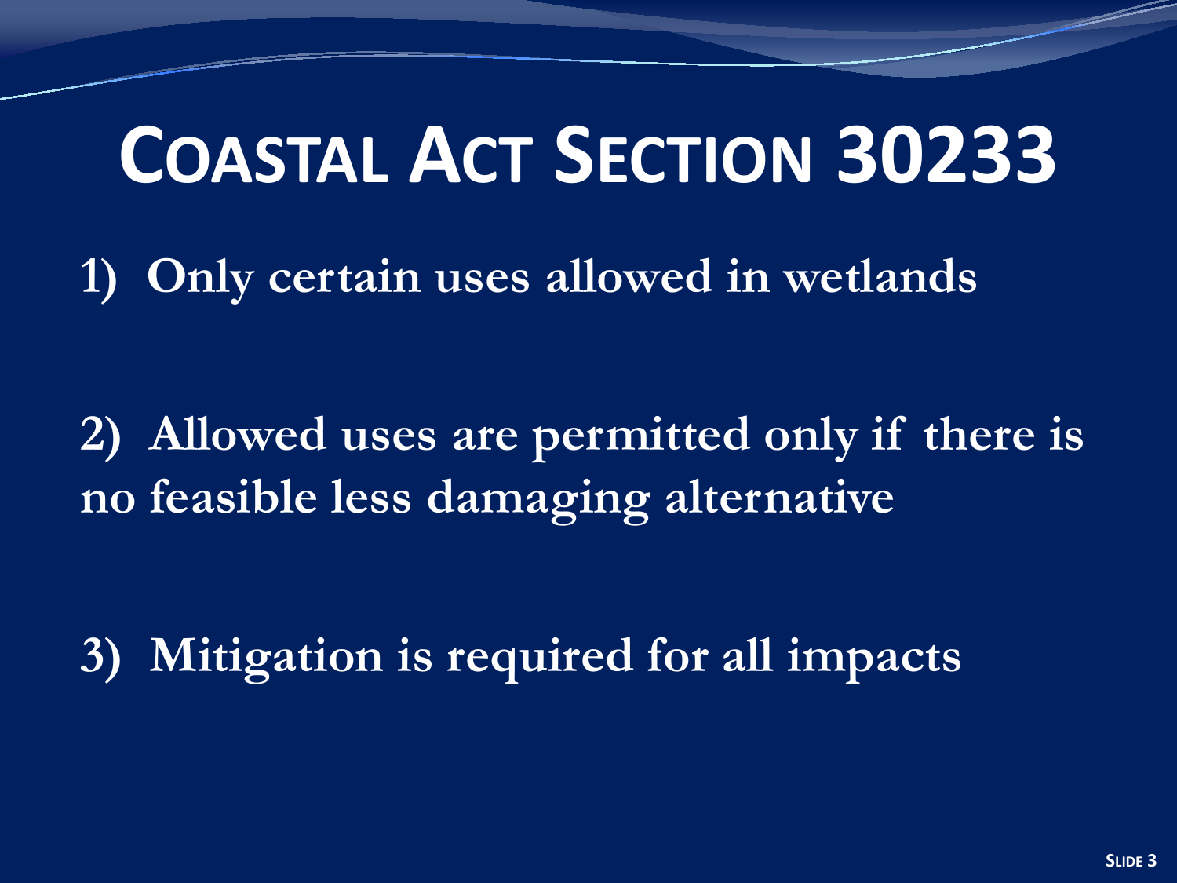# Coastal Act Section 30233

1) Only certain uses allowed in wetlands

2) Allowed uses are permitted only if there is no feasible less damaging alternative

3) Mitigation is required for all impacts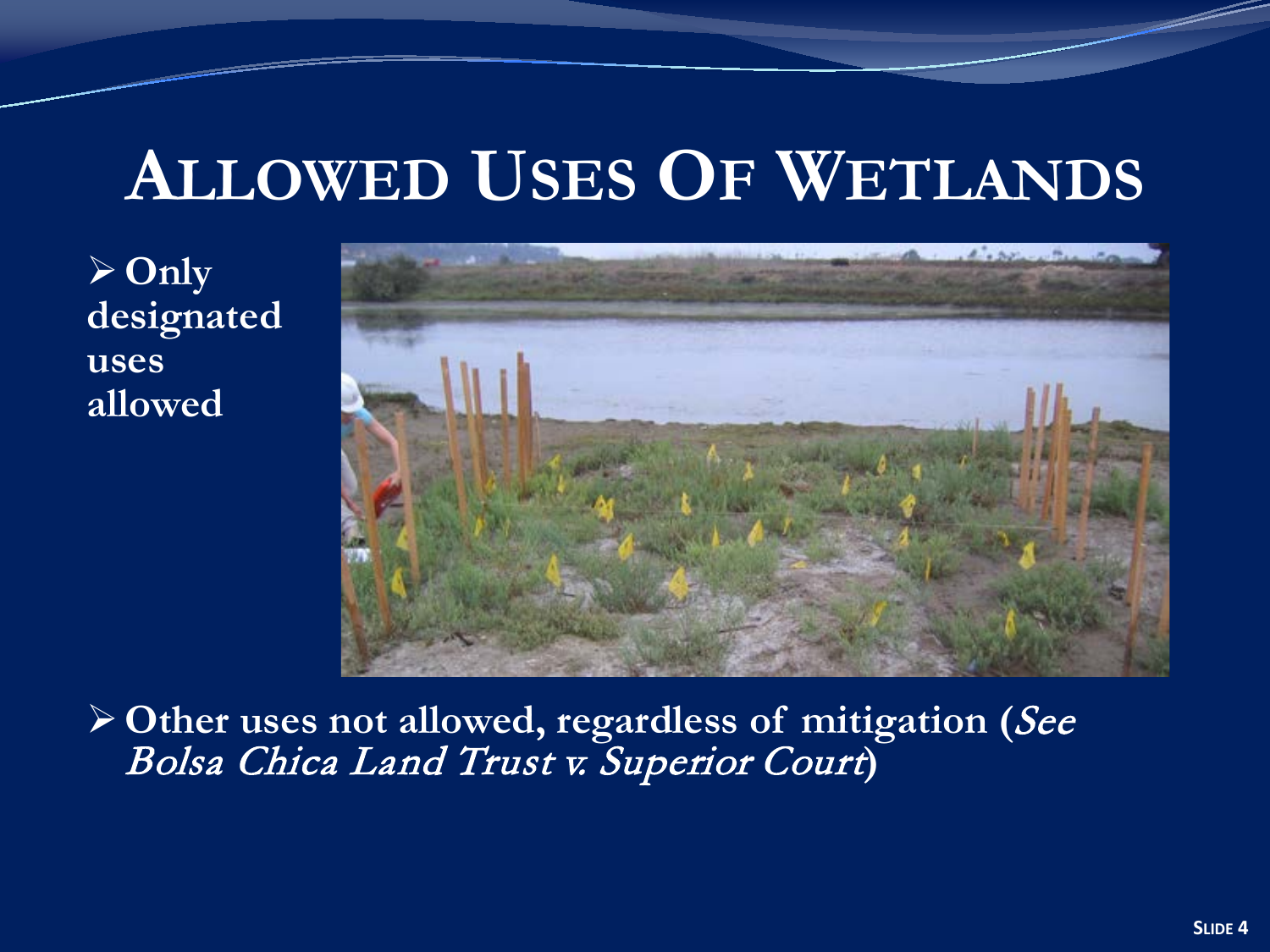# Allowed Uses Of Wetlands

- **Only designated uses allowed**

- **Other uses not allowed, regardless of mitigation (*See Bolsa Chica Land Trust v. Superior Court*)**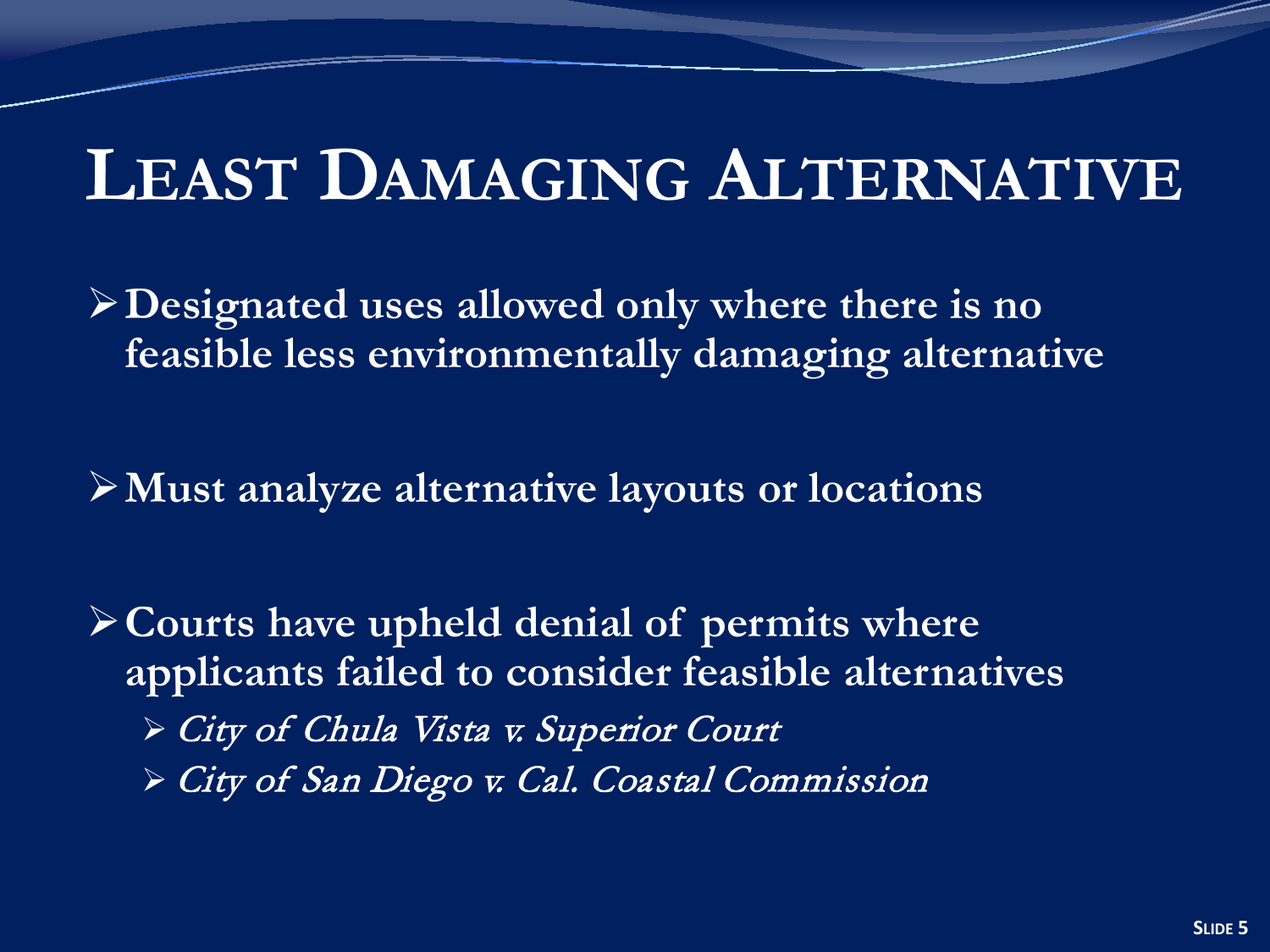# Least Damaging Alternative

- **Designated uses allowed only where there is no feasible less environmentally damaging alternative**
- **Must analyze alternative layouts or locations**
- **Courts have upheld denial of permits where applicants failed to consider feasible alternatives**
  - *City of Chula Vista v. Superior Court*
  - *City of San Diego v. Cal. Coastal Commission*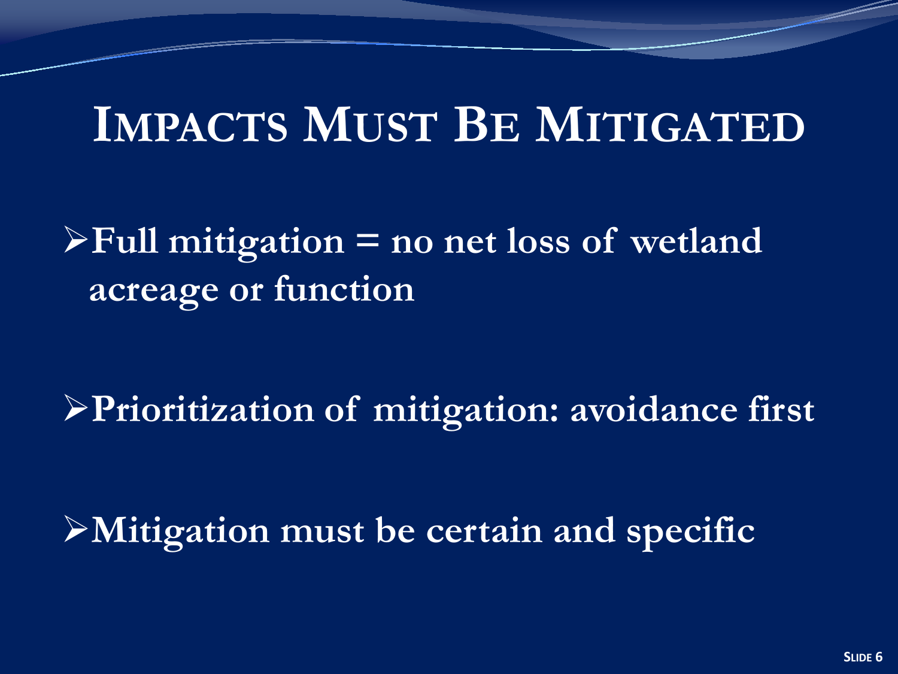# Impacts Must Be Mitigated

- **Full mitigation = no net loss of wetland acreage or function**

- **Prioritization of mitigation: avoidance first**

- **Mitigation must be certain and specific**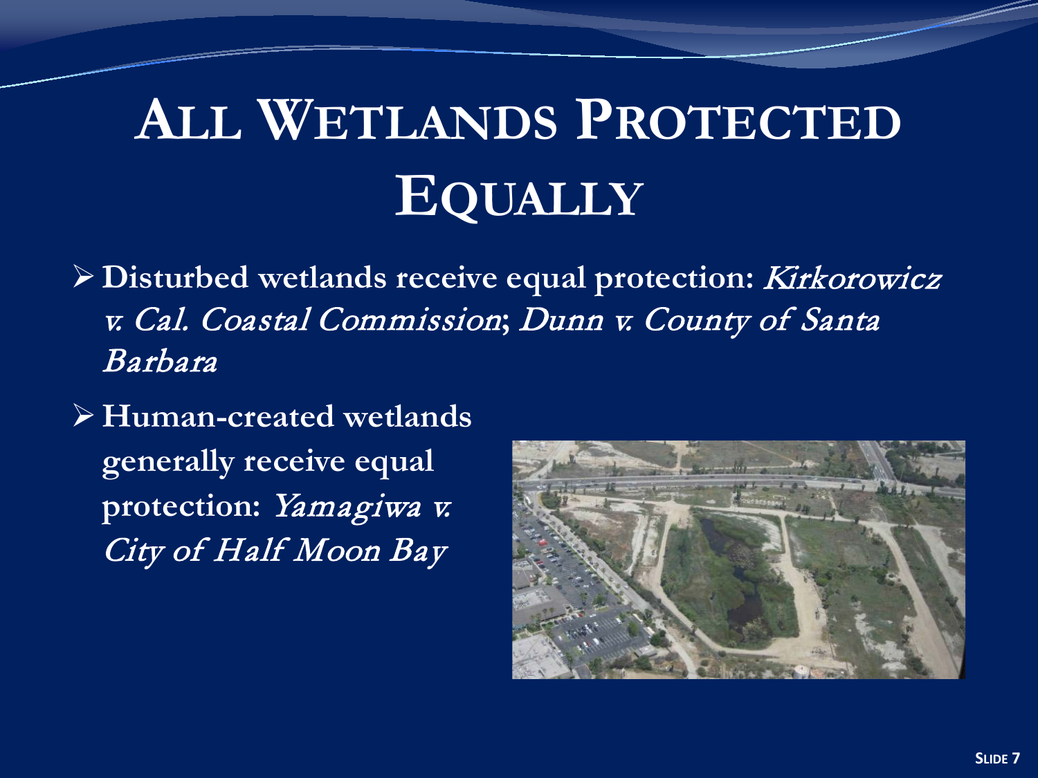# All Wetlands Protected Equally

- **Disturbed wetlands receive equal protection:** ***Kirkorowicz v. Cal. Coastal Commission*****;** ***Dunn v. County of Santa Barbara***
- **Human-created wetlands generally receive equal protection:** ***Yamagiwa v. City of Half Moon Bay***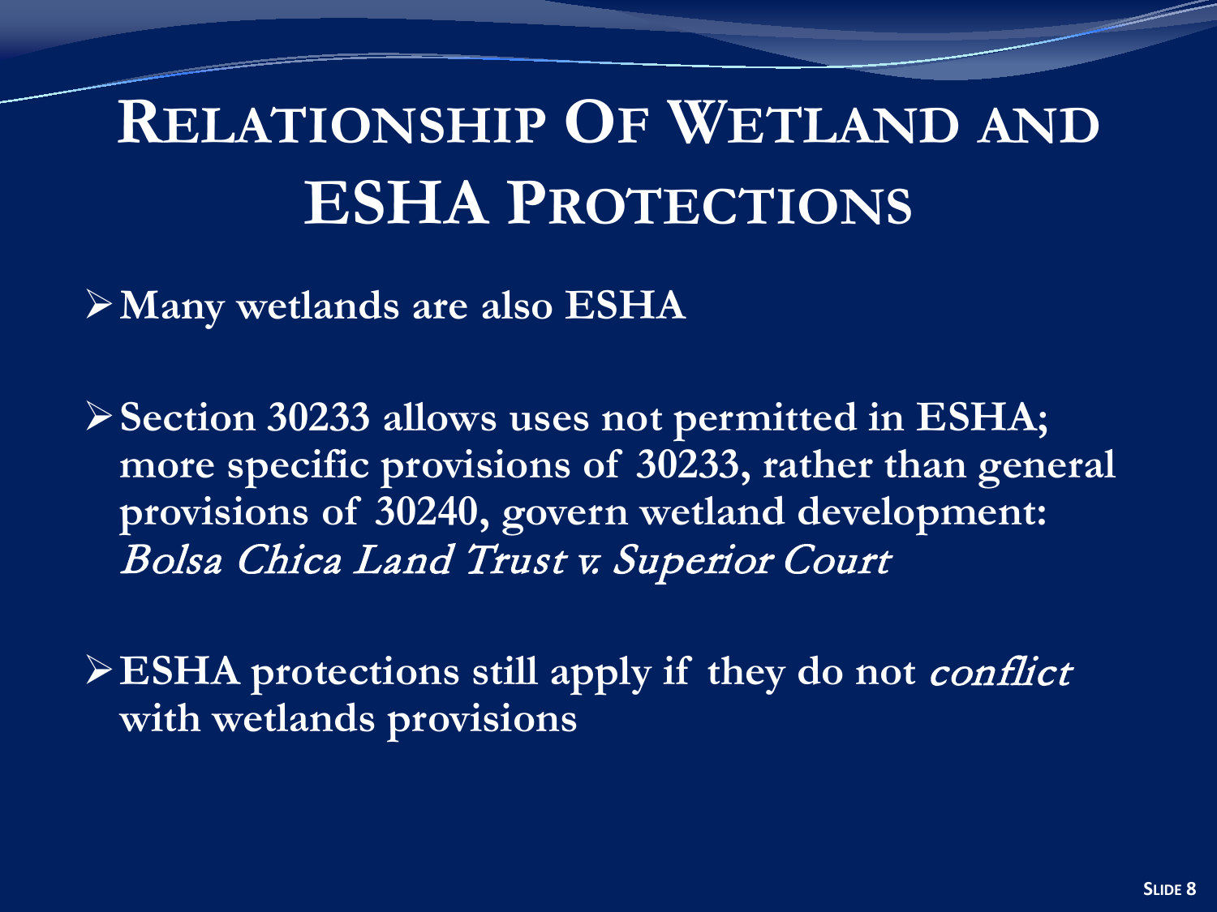# Relationship Of Wetland and ESHA Protections

- **Many wetlands are also ESHA**

- **Section 30233 allows uses not permitted in ESHA; more specific provisions of 30233, rather than general provisions of 30240, govern wetland development:** ***Bolsa Chica Land Trust v. Superior Court***

- **ESHA protections still apply if they do not *conflict* with wetlands provisions**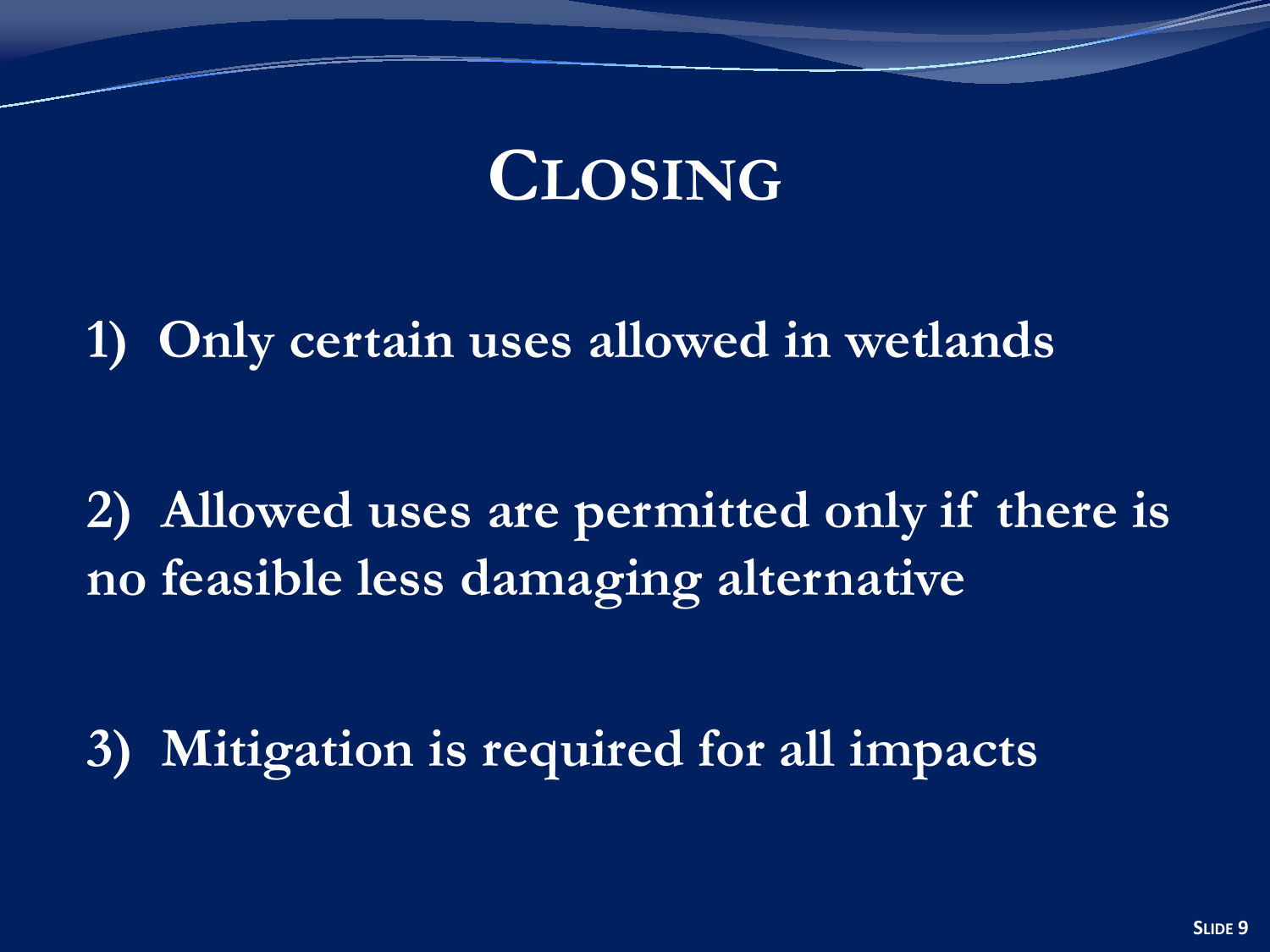# Closing

1) Only certain uses allowed in wetlands

2) Allowed uses are permitted only if there is no feasible less damaging alternative

3) Mitigation is required for all impacts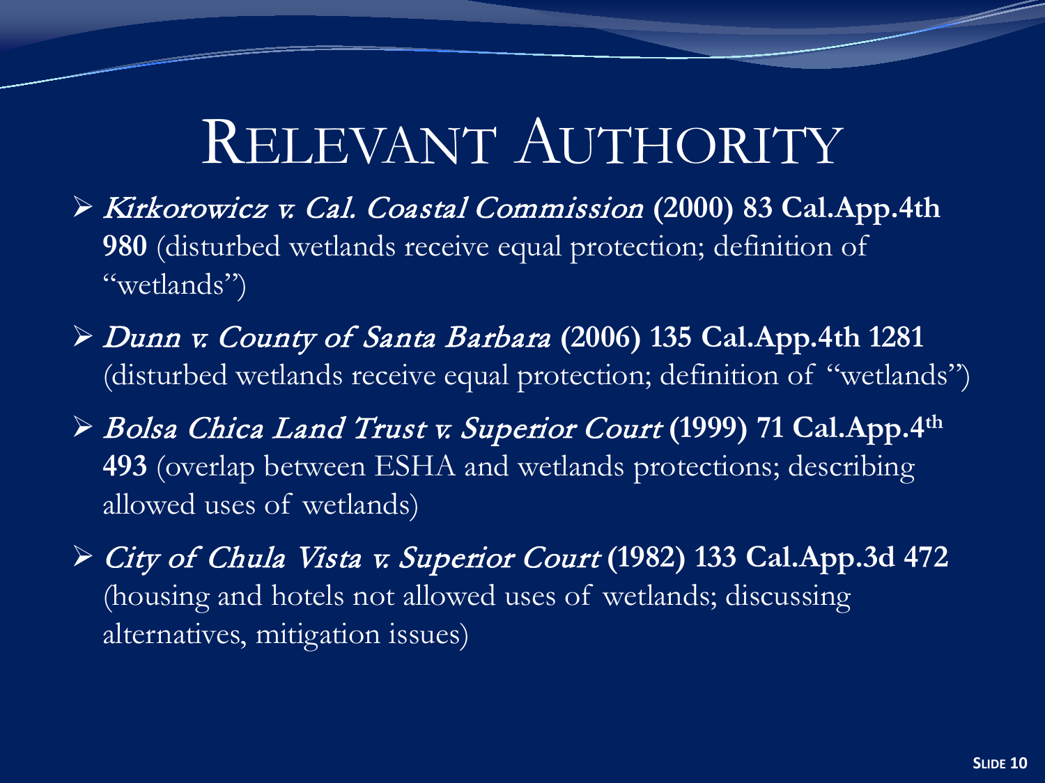# Relevant Authority

- *Kirkorowicz v. Cal. Coastal Commission* **(2000) 83 Cal.App.4th 980** (disturbed wetlands receive equal protection; definition of "wetlands")
- *Dunn v. County of Santa Barbara* **(2006) 135 Cal.App.4th 1281** (disturbed wetlands receive equal protection; definition of "wetlands")
- *Bolsa Chica Land Trust v. Superior Court* **(1999) 71 Cal.App.4th 493** (overlap between ESHA and wetlands protections; describing allowed uses of wetlands)
- *City of Chula Vista v. Superior Court* **(1982) 133 Cal.App.3d 472** (housing and hotels not allowed uses of wetlands; discussing alternatives, mitigation issues)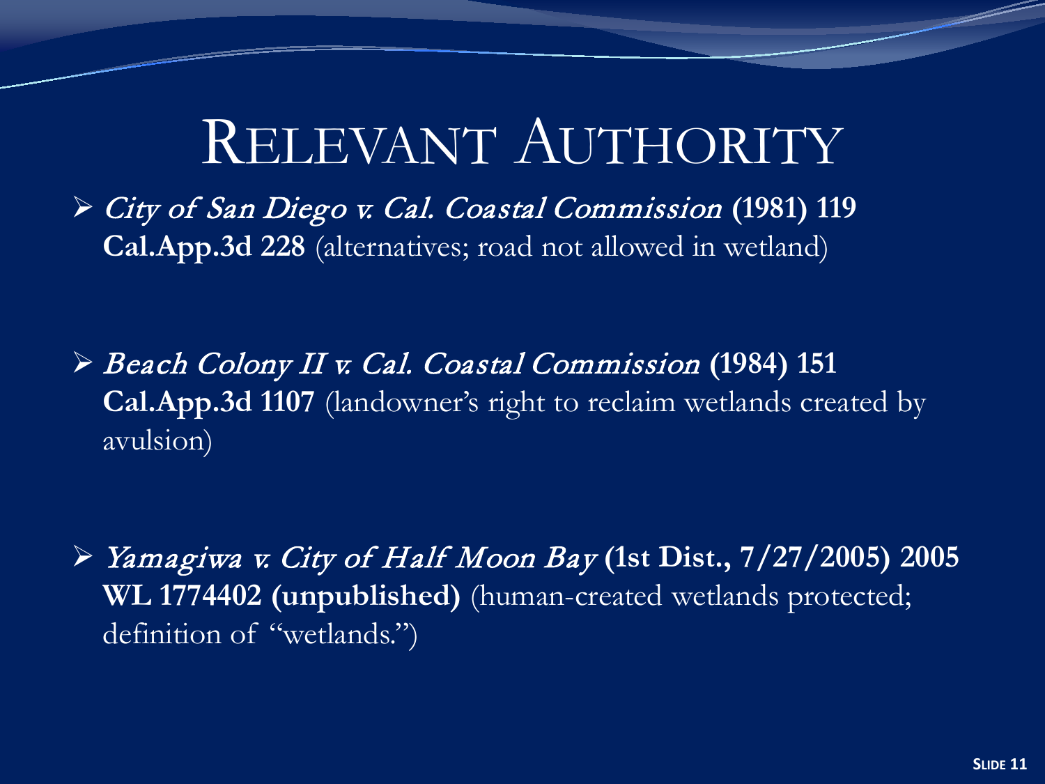# Relevant Authority

- *City of San Diego v. Cal. Coastal Commission* **(1981) 119 Cal.App.3d 228** (alternatives; road not allowed in wetland)

- *Beach Colony II v. Cal. Coastal Commission* **(1984) 151 Cal.App.3d 1107** (landowner's right to reclaim wetlands created by avulsion)

- *Yamagiwa v. City of Half Moon Bay* **(1st Dist., 7/27/2005) 2005 WL 1774402 (unpublished)** (human-created wetlands protected; definition of "wetlands.")